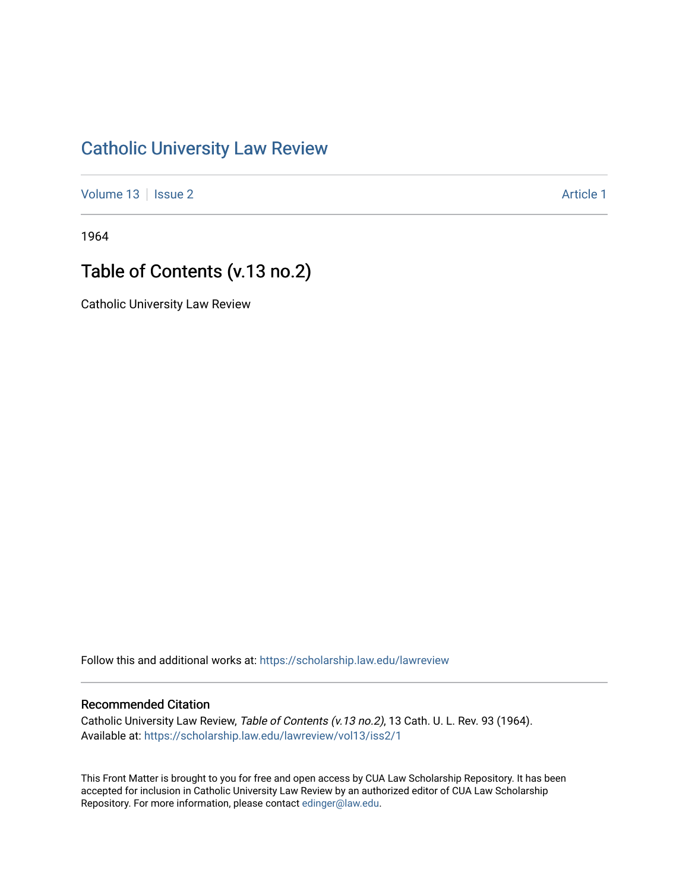# Catholic University Law Review

Volume 13 | Issue 2 | Article 1

1964

## Table of Contents (v.13 no.2)

Catholic University Law Review

Follow this and additional works at: https://scholarship.law.edu/lawreview

### Recommended Citation

Catholic University Law Review, *Table of Contents (v.13 no.2)*, 13 Cath. U. L. Rev. 93 (1964).
Available at: https://scholarship.law.edu/lawreview/vol13/iss2/1

This Front Matter is brought to you for free and open access by CUA Law Scholarship Repository. It has been accepted for inclusion in Catholic University Law Review by an authorized editor of CUA Law Scholarship Repository. For more information, please contact edinger@law.edu.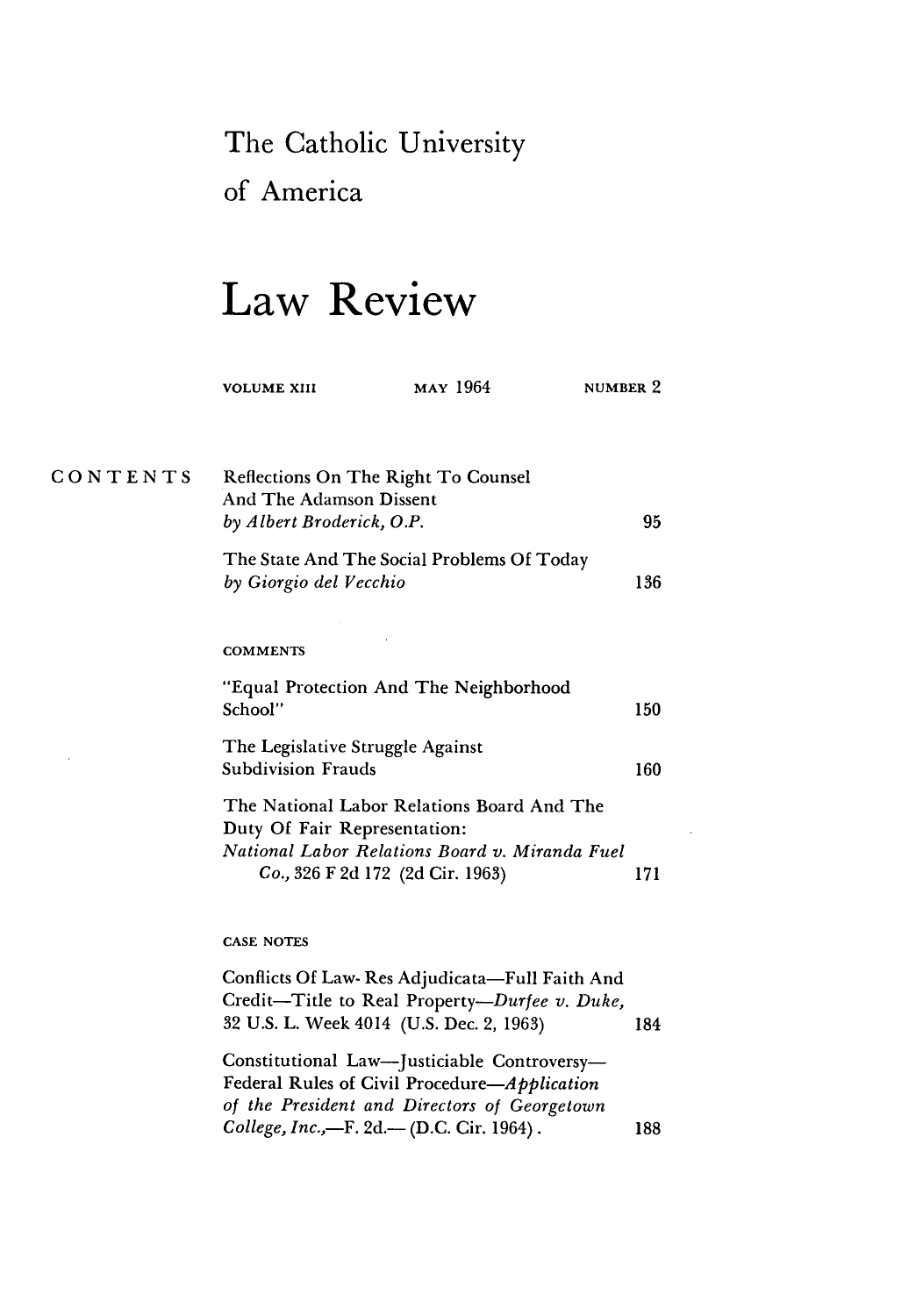# The Catholic University of America

# Law Review

VOLUME XIII MAY 1964 NUMBER 2

## CONTENTS

Reflections On The Right To Counsel And The Adamson Dissent
*by Albert Broderick, O.P.* 95

The State And The Social Problems Of Today
*by Giorgio del Vecchio* 136

### COMMENTS

"Equal Protection And The Neighborhood School" 150

The Legislative Struggle Against Subdivision Frauds 160

The National Labor Relations Board And The Duty Of Fair Representation: *National Labor Relations Board v. Miranda Fuel Co.*, 326 F 2d 172 (2d Cir. 1963) 171

### CASE NOTES

Conflicts Of Law- Res Adjudicata—Full Faith And Credit—Title to Real Property—*Durfee v. Duke*, 32 U.S. L. Week 4014 (U.S. Dec. 2, 1963) 184

Constitutional Law—Justiciable Controversy—Federal Rules of Civil Procedure—*Application of the President and Directors of Georgetown College, Inc.*,—F. 2d.— (D.C. Cir. 1964). 188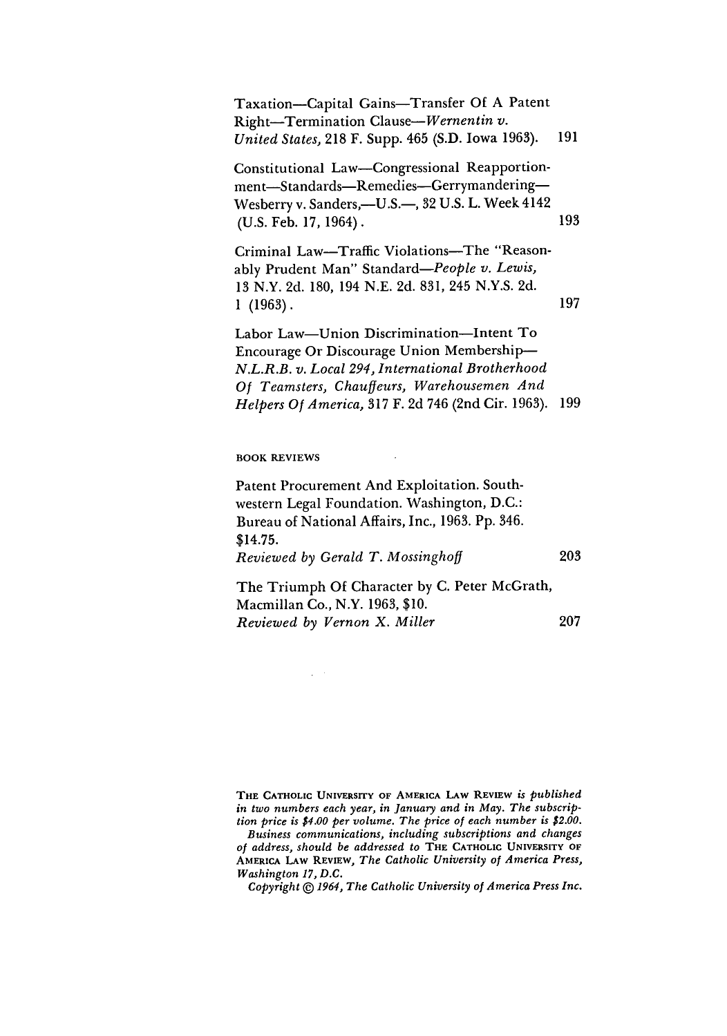Taxation—Capital Gains—Transfer Of A Patent Right—Termination Clause—*Wernentin v. United States*, 218 F. Supp. 465 (S.D. Iowa 1963). 191

Constitutional Law—Congressional Reapportionment—Standards—Remedies—Gerrymandering—Wesberry v. Sanders,—U.S.—, 32 U.S. L. Week 4142 (U.S. Feb. 17, 1964). 193

Criminal Law—Traffic Violations—The "Reasonably Prudent Man" Standard—*People v. Lewis*, 13 N.Y. 2d. 180, 194 N.E. 2d. 831, 245 N.Y.S. 2d. 1 (1963). 197

Labor Law—Union Discrimination—Intent To Encourage Or Discourage Union Membership—*N.L.R.B. v. Local 294, International Brotherhood Of Teamsters, Chauffeurs, Warehousemen And Helpers Of America*, 317 F. 2d 746 (2nd Cir. 1963). 199

BOOK REVIEWS

Patent Procurement And Exploitation. Southwestern Legal Foundation. Washington, D.C.: Bureau of National Affairs, Inc., 1963. Pp. 346. $14.75.
*Reviewed by Gerald T. Mossinghoff* 203

The Triumph Of Character by C. Peter McGrath, Macmillan Co., N.Y. 1963, $10.
*Reviewed by Vernon X. Miller* 207

THE CATHOLIC UNIVERSITY OF AMERICA LAW REVIEW *is published in two numbers each year, in January and in May. The subscription price is $4.00 per volume. The price of each number is $2.00.*
*Business communications, including subscriptions and changes of address, should be addressed to* THE CATHOLIC UNIVERSITY OF AMERICA LAW REVIEW, *The Catholic University of America Press, Washington 17, D.C.*
*Copyright © 1964, The Catholic University of America Press Inc.*